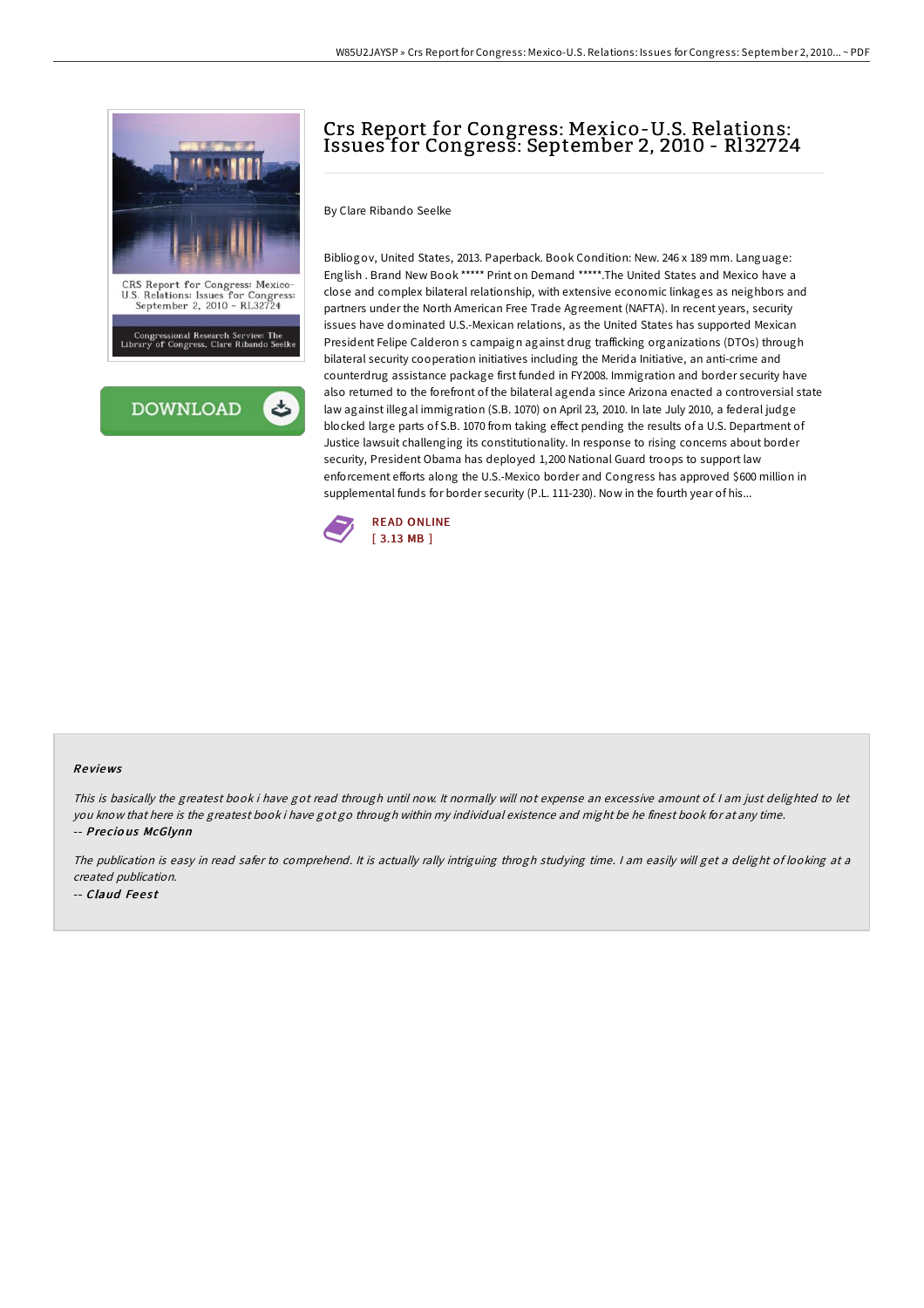# Crs Report for Congress: Mexico-U.S. Relations: Issues for Congress: September 2, 2010 - Rl32724

By Clare Ribando Seelke

Bibliogov, United States, 2013. Paperback. Book Condition: New. 246 x 189 mm. Language: English . Brand New Book ***** Print on Demand *****.The United States and Mexico have a close and complex bilateral relationship, with extensive economic linkages as neighbors and partners under the North American Free Trade Agreement (NAFTA). In recent years, security issues have dominated U.S.-Mexican relations, as the United States has supported Mexican President Felipe Calderon s campaign against drug trafficking organizations (DTOs) through bilateral security cooperation initiatives including the Merida Initiative, an anti-crime and counterdrug assistance package first funded in FY2008. Immigration and border security have also returned to the forefront of the bilateral agenda since Arizona enacted a controversial state law against illegal immigration (S.B. 1070) on April 23, 2010. In late July 2010, a federal judge blocked large parts of S.B. 1070 from taking effect pending the results of a U.S. Department of Justice lawsuit challenging its constitutionality. In response to rising concerns about border security, President Obama has deployed 1,200 National Guard troops to support law enforcement efforts along the U.S.-Mexico border and Congress has approved $600 million in supplemental funds for border security (P.L. 111-230). Now in the fourth year of his...

READ ONLINE
[ 3.13 MB ]

### Reviews

*This is basically the greatest book i have got read through until now. It normally will not expense an excessive amount of. I am just delighted to let you know that here is the greatest book i have got go through within my individual existence and might be he finest book for at any time.*
-- ***Precious McGlynn***

*The publication is easy in read safer to comprehend. It is actually rally intriguing throgh studying time. I am easily will get a delight of looking at a created publication.*
-- ***Claud Feest***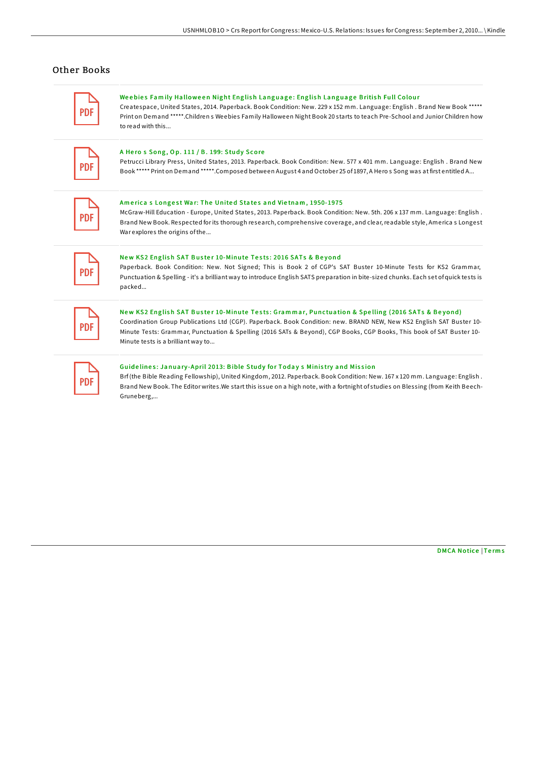## Other Books

**Weebies Family Halloween Night English Language: English Language British Full Colour**

Createspace, United States, 2014. Paperback. Book Condition: New. 229 x 152 mm. Language: English . Brand New Book ***** Print on Demand *****.Children s Weebies Family Halloween Night Book 20 starts to teach Pre-School and Junior Children how to read with this...

**A Hero s Song, Op. 111 / B. 199: Study Score**

Petrucci Library Press, United States, 2013. Paperback. Book Condition: New. 577 x 401 mm. Language: English . Brand New Book ***** Print on Demand *****.Composed between August 4 and October 25 of 1897, A Hero s Song was at first entitled A...

**America s Longest War: The United States and Vietnam, 1950-1975**

McGraw-Hill Education - Europe, United States, 2013. Paperback. Book Condition: New. 5th. 206 x 137 mm. Language: English . Brand New Book. Respected for its thorough research, comprehensive coverage, and clear, readable style, America s Longest War explores the origins of the...

**New KS2 English SAT Buster 10-Minute Tests: 2016 SATs & Beyond**

Paperback. Book Condition: New. Not Signed; This is Book 2 of CGP's SAT Buster 10-Minute Tests for KS2 Grammar, Punctuation & Spelling - it's a brilliant way to introduce English SATS preparation in bite-sized chunks. Each set of quick tests is packed...

**New KS2 English SAT Buster 10-Minute Tests: Grammar, Punctuation & Spelling (2016 SATs & Beyond)**

Coordination Group Publications Ltd (CGP). Paperback. Book Condition: new. BRAND NEW, New KS2 English SAT Buster 10-Minute Tests: Grammar, Punctuation & Spelling (2016 SATs & Beyond), CGP Books, CGP Books, This book of SAT Buster 10-Minute tests is a brilliant way to...

**Guidelines: January-April 2013: Bible Study for Today s Ministry and Mission**

Brf (the Bible Reading Fellowship), United Kingdom, 2012. Paperback. Book Condition: New. 167 x 120 mm. Language: English . Brand New Book. The Editor writes.We start this issue on a high note, with a fortnight of studies on Blessing (from Keith Beech-Gruneberg,...

DMCA Notice | Terms